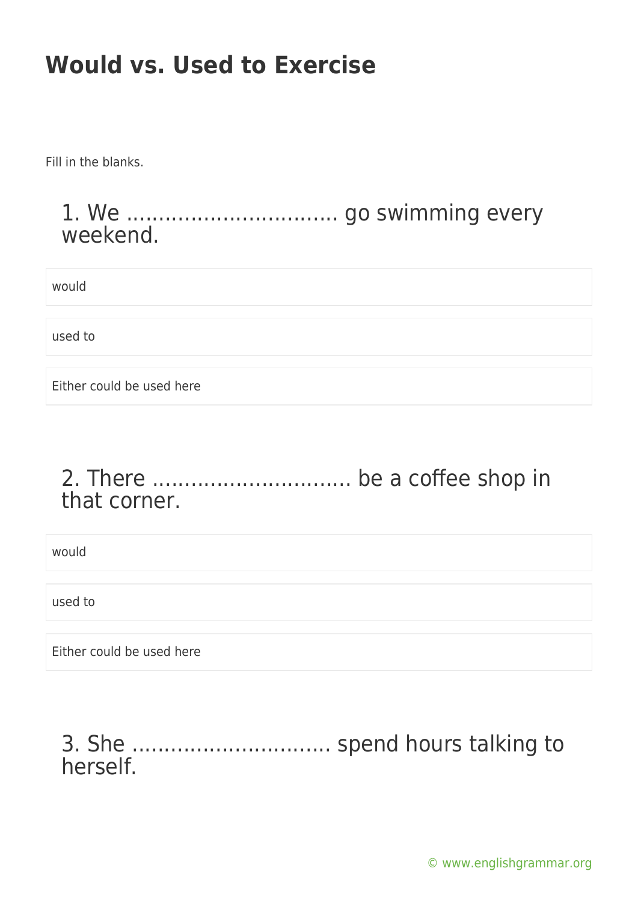# Would vs. Used to Exercise

Fill in the blanks.

### 1. We ................................ go swimming every weekend.

- would
- used to
- Either could be used here

### 2. There .............................. be a coffee shop in that corner.

- would
- used to
- Either could be used here

### 3. She .............................. spend hours talking to herself.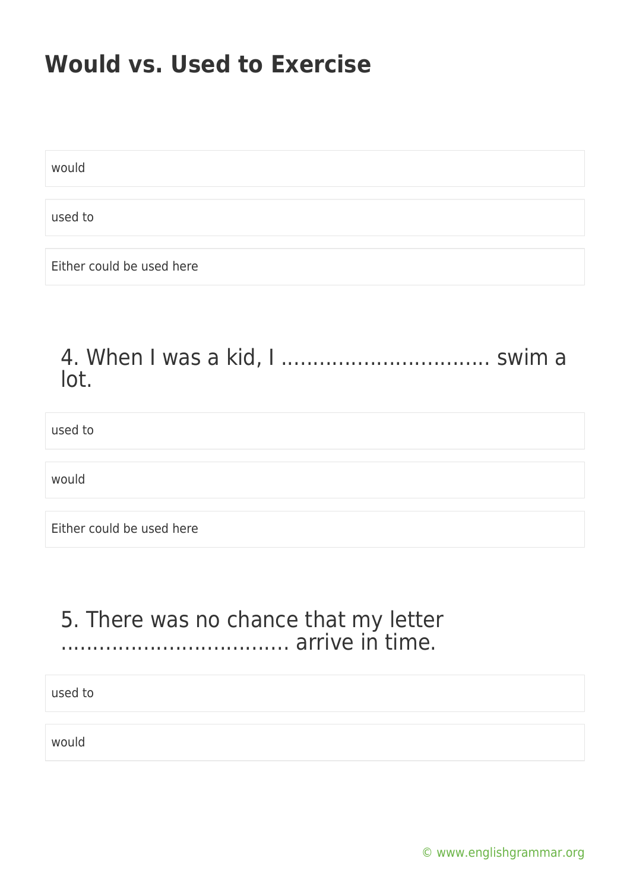# Would vs. Used to Exercise

- would
- used to
- Either could be used here

## 4. When I was a kid, I ................................ swim a lot.

- used to
- would
- Either could be used here

## 5. There was no chance that my letter .................................. arrive in time.

- used to
- would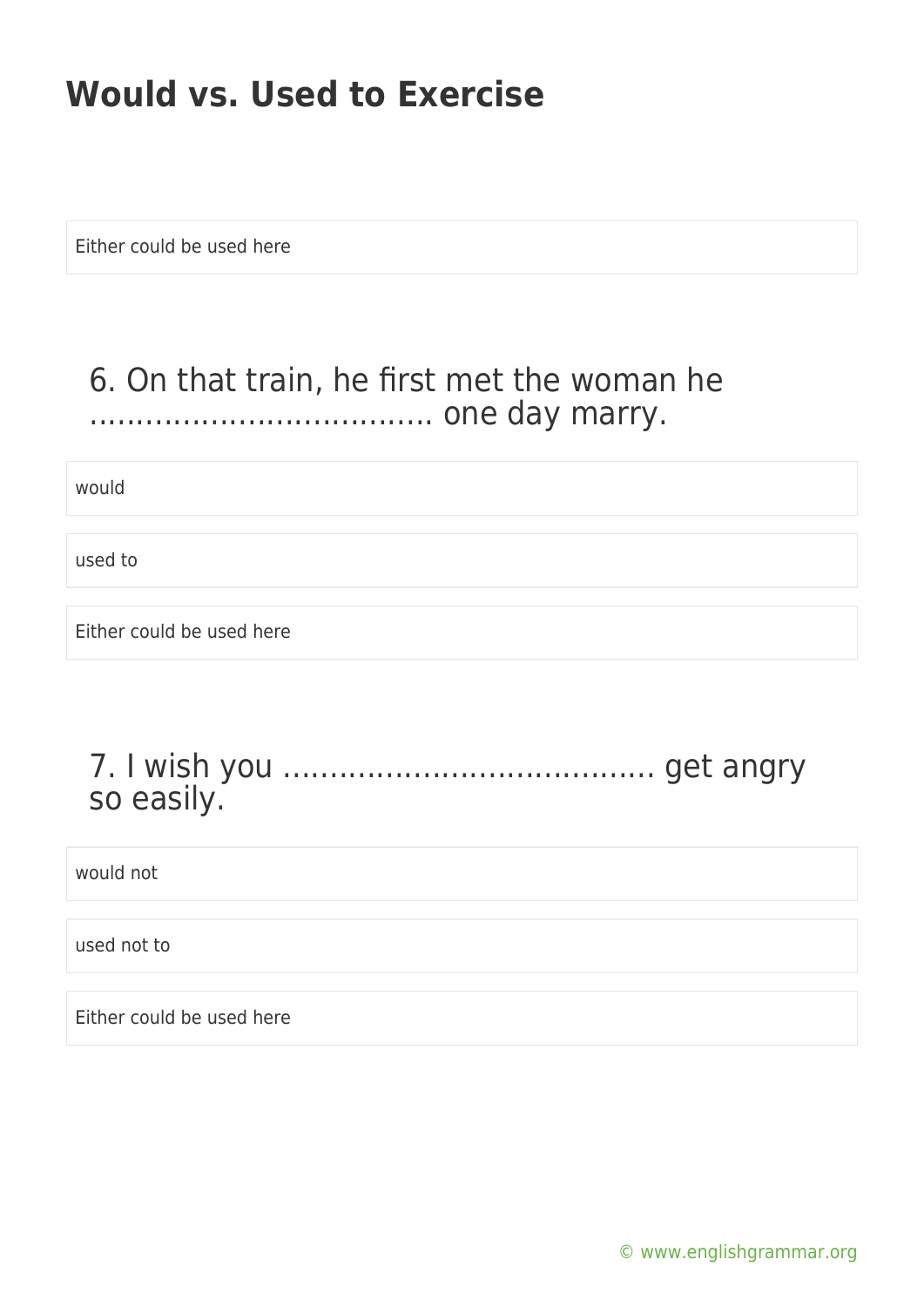# Would vs. Used to Exercise

Either could be used here

## 6. On that train, he first met the woman he ................................... one day marry.

would

used to

Either could be used here

## 7. I wish you ...................................... get angry so easily.

would not

used not to

Either could be used here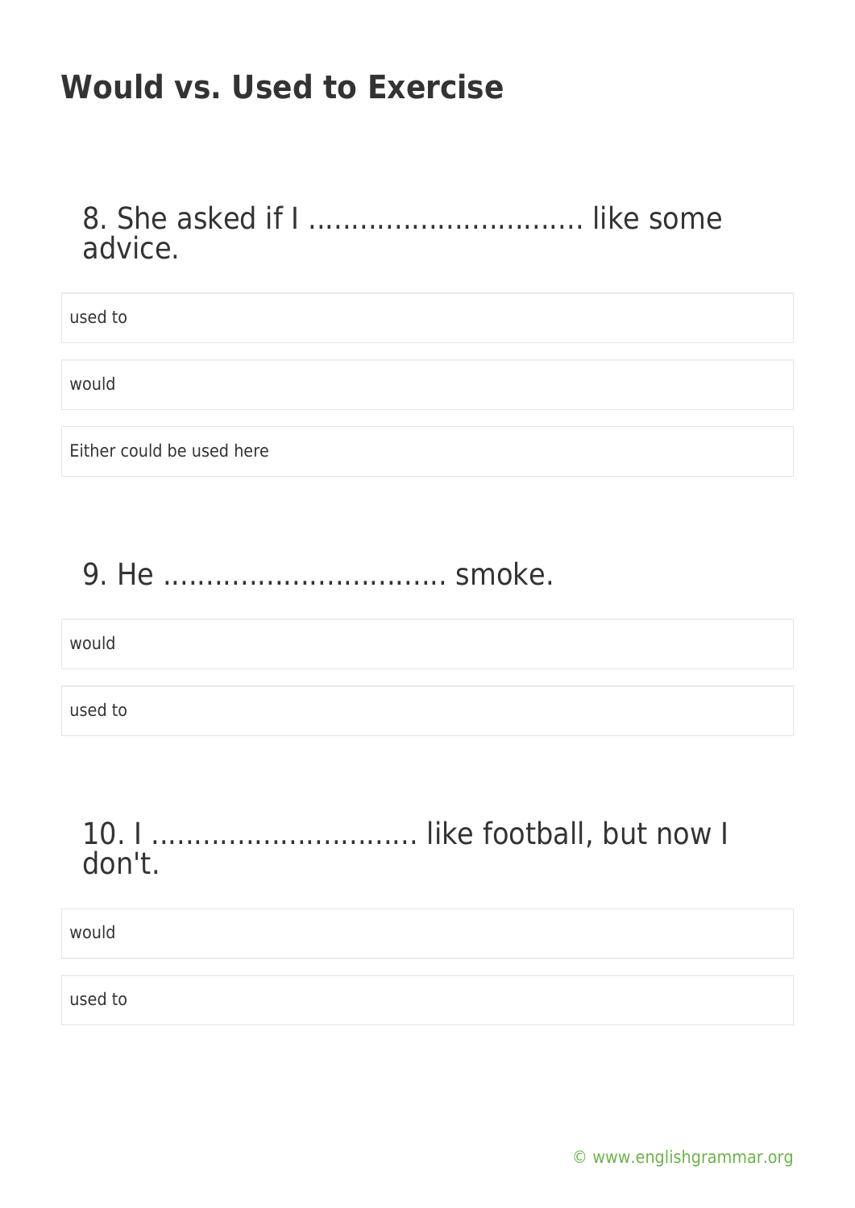# Would vs. Used to Exercise

8. She asked if I ................................ like some advice.

- used to
- would
- Either could be used here

9. He ................................ smoke.

- would
- used to

10. I .............................. like football, but now I don't.

- would
- used to

© www.englishgrammar.org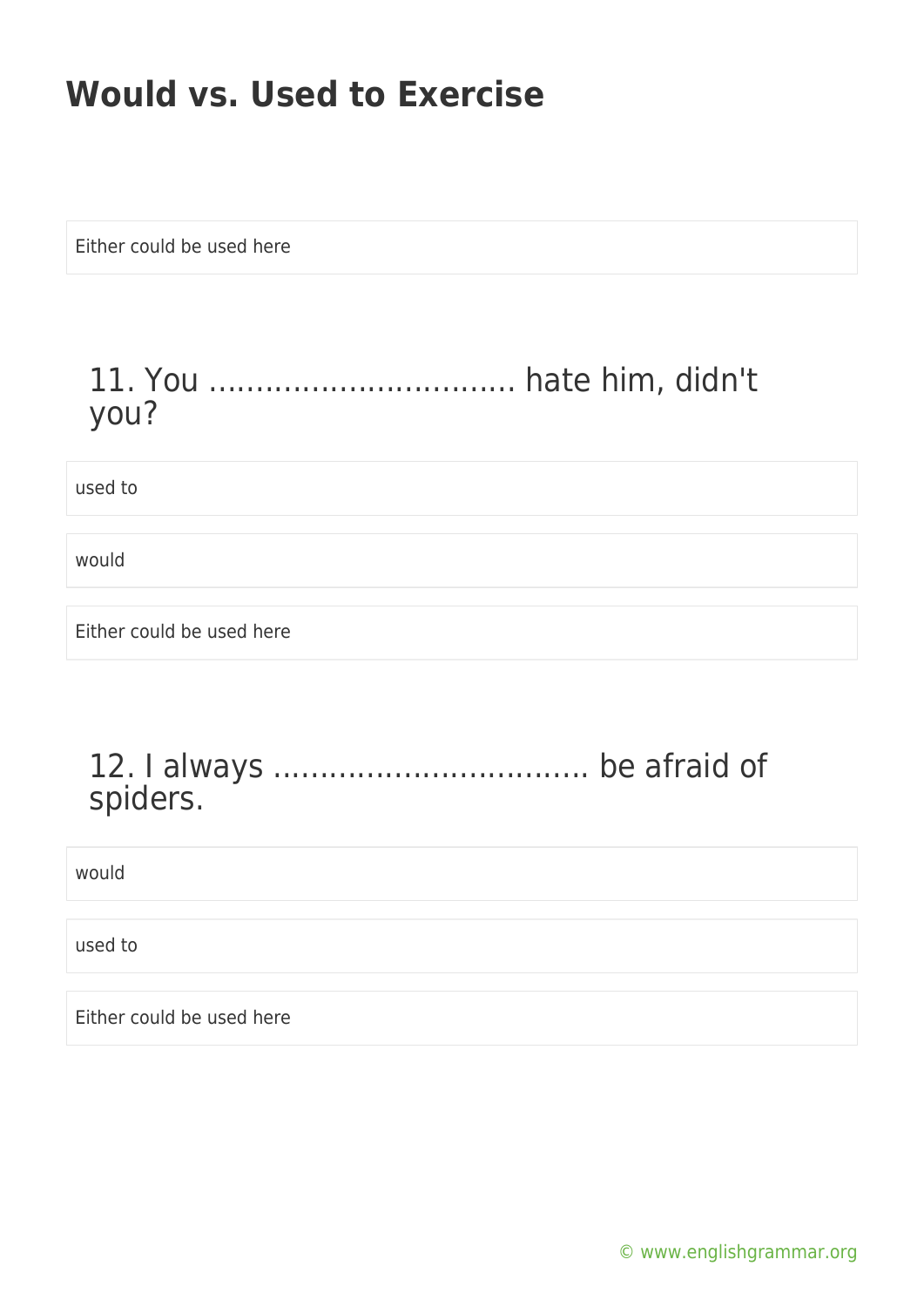Either could be used here

## 11. You ................................ hate him, didn't you?

used to

would

Either could be used here

## 12. I always ................................ be afraid of spiders.

would

used to

Either could be used here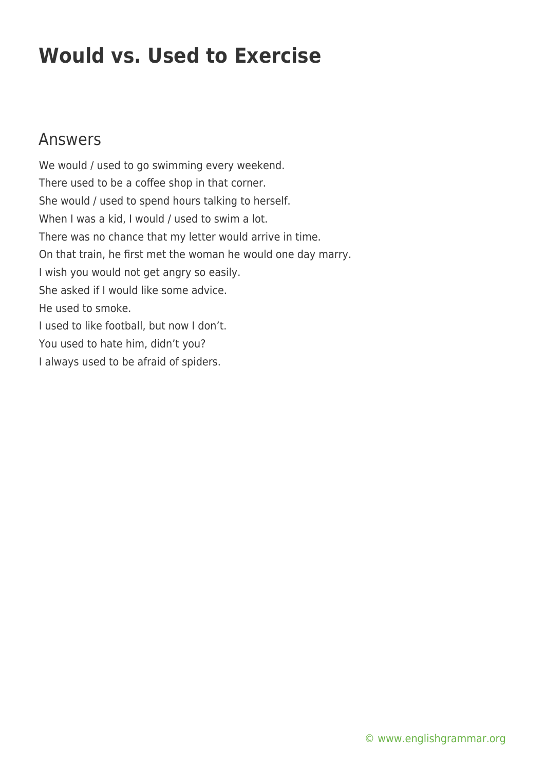# Would vs. Used to Exercise

## Answers

We would / used to go swimming every weekend.
There used to be a coffee shop in that corner.
She would / used to spend hours talking to herself.
When I was a kid, I would / used to swim a lot.
There was no chance that my letter would arrive in time.
On that train, he first met the woman he would one day marry.
I wish you would not get angry so easily.
She asked if I would like some advice.
He used to smoke.
I used to like football, but now I don't.
You used to hate him, didn't you?
I always used to be afraid of spiders.